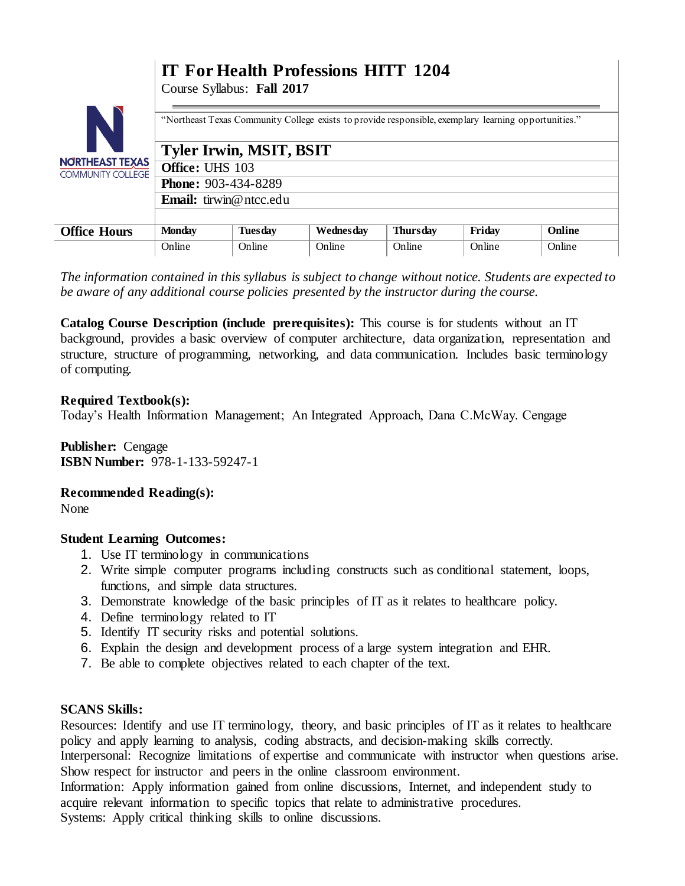# IT For Health Professions HITT 1204

Course Syllabus: **Fall 2017**

NORTHEAST TEXAS COMMUNITY COLLEGE

"Northeast Texas Community College exists to provide responsible, exemplary learning opportunities."

**Tyler Irwin, MSIT, BSIT**

**Office:** UHS 103

**Phone:** 903-434-8289

**Email:** tirwin@ntcc.edu

| Office Hours | Monday | Tuesday | Wednesday | Thursday | Friday | Online |
|---|---|---|---|---|---|---|
| | Online | Online | Online | Online | Online | Online |

*The information contained in this syllabus is subject to change without notice. Students are expected to be aware of any additional course policies presented by the instructor during the course.*

**Catalog Course Description (include prerequisites):** This course is for students without an IT background, provides a basic overview of computer architecture, data organization, representation and structure, structure of programming, networking, and data communication. Includes basic terminology of computing.

**Required Textbook(s):**
Today's Health Information Management; An Integrated Approach, Dana C.McWay. Cengage

**Publisher:** Cengage
**ISBN Number:** 978-1-133-59247-1

**Recommended Reading(s):**
None

**Student Learning Outcomes:**

1. Use IT terminology in communications
2. Write simple computer programs including constructs such as conditional statement, loops, functions, and simple data structures.
3. Demonstrate knowledge of the basic principles of IT as it relates to healthcare policy.
4. Define terminology related to IT
5. Identify IT security risks and potential solutions.
6. Explain the design and development process of a large system integration and EHR.
7. Be able to complete objectives related to each chapter of the text.

**SCANS Skills:**
Resources: Identify and use IT terminology, theory, and basic principles of IT as it relates to healthcare policy and apply learning to analysis, coding abstracts, and decision-making skills correctly.
Interpersonal: Recognize limitations of expertise and communicate with instructor when questions arise. Show respect for instructor and peers in the online classroom environment.
Information: Apply information gained from online discussions, Internet, and independent study to acquire relevant information to specific topics that relate to administrative procedures.
Systems: Apply critical thinking skills to online discussions.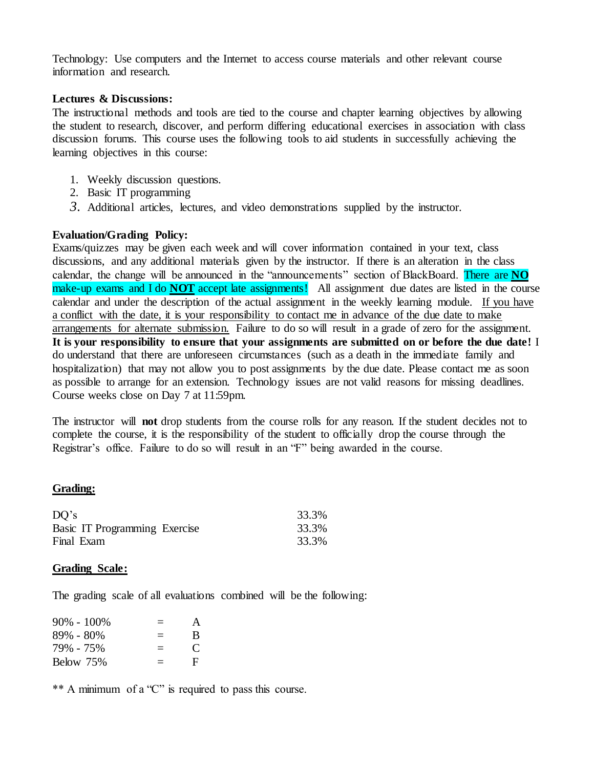Technology: Use computers and the Internet to access course materials and other relevant course information and research.

**Lectures & Discussions:**
The instructional methods and tools are tied to the course and chapter learning objectives by allowing the student to research, discover, and perform differing educational exercises in association with class discussion forums. This course uses the following tools to aid students in successfully achieving the learning objectives in this course:

1. Weekly discussion questions.
2. Basic IT programming
3. Additional articles, lectures, and video demonstrations supplied by the instructor.

**Evaluation/Grading Policy:**
Exams/quizzes may be given each week and will cover information contained in your text, class discussions, and any additional materials given by the instructor. If there is an alteration in the class calendar, the change will be announced in the "announcements" section of BlackBoard. There are **NO** make-up exams and I do **NOT** accept late assignments! All assignment due dates are listed in the course calendar and under the description of the actual assignment in the weekly learning module. <u>If you have a conflict with the date, it is your responsibility to contact me in advance of the due date to make arrangements for alternate submission.</u> Failure to do so will result in a grade of zero for the assignment. **It is your responsibility to ensure that your assignments are submitted on or before the due date!** I do understand that there are unforeseen circumstances (such as a death in the immediate family and hospitalization) that may not allow you to post assignments by the due date. Please contact me as soon as possible to arrange for an extension. Technology issues are not valid reasons for missing deadlines. Course weeks close on Day 7 at 11:59pm.

The instructor will **not** drop students from the course rolls for any reason. If the student decides not to complete the course, it is the responsibility of the student to officially drop the course through the Registrar's office. Failure to do so will result in an "F" being awarded in the course.

**<u>Grading:</u>**

| | |
|---|---|
| DQ's | 33.3% |
| Basic IT Programming Exercise | 33.3% |
| Final Exam | 33.3% |

**<u>Grading Scale:</u>**

The grading scale of all evaluations combined will be the following:

| | | |
|---|---|---|
| 90% - 100% | = | A |
| 89% - 80% | = | B |
| 79% - 75% | = | C |
| Below 75% | = | F |

** A minimum of a "C" is required to pass this course.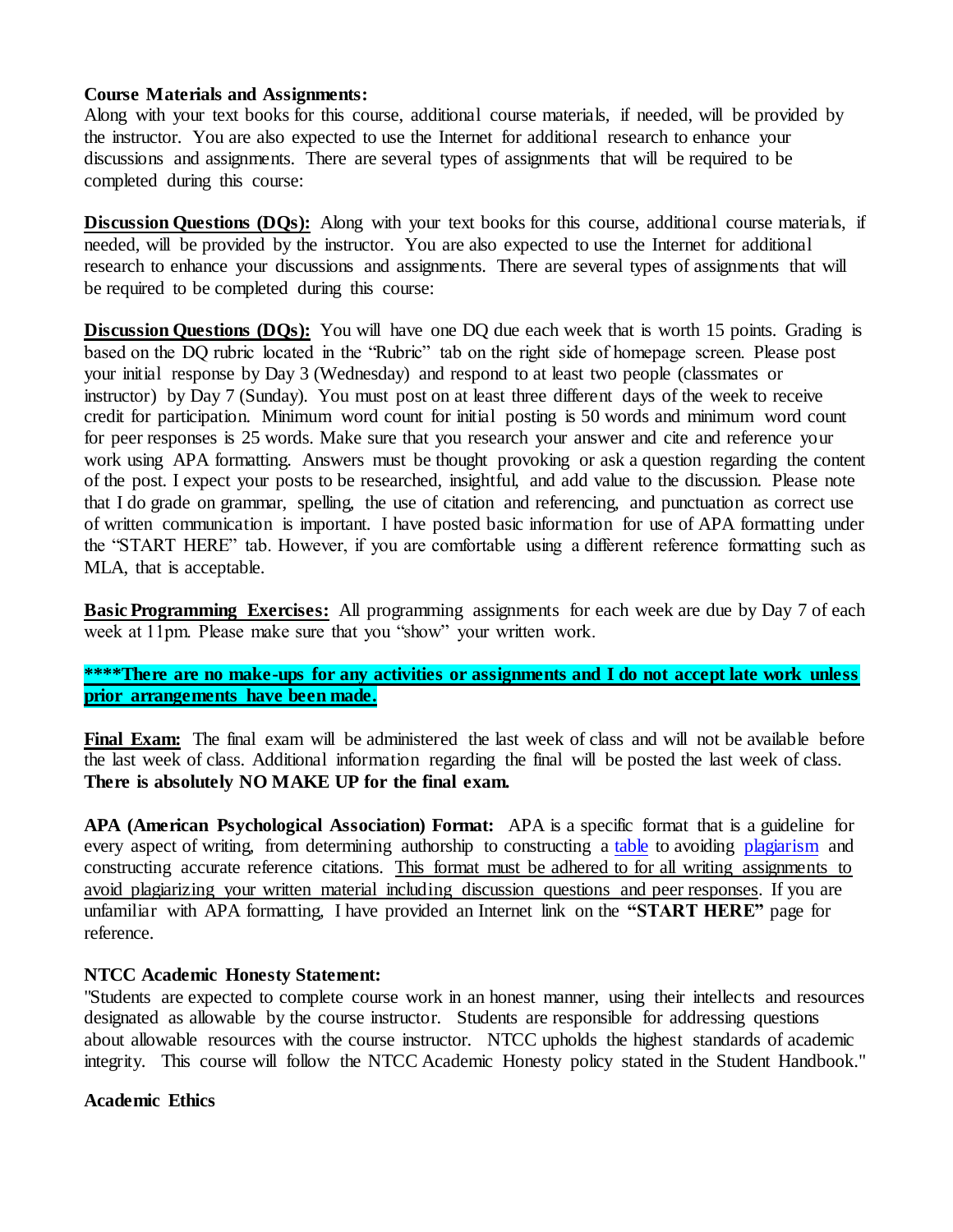**Course Materials and Assignments:**
Along with your text books for this course, additional course materials, if needed, will be provided by the instructor. You are also expected to use the Internet for additional research to enhance your discussions and assignments. There are several types of assignments that will be required to be completed during this course:

**Discussion Questions (DQs):** Along with your text books for this course, additional course materials, if needed, will be provided by the instructor. You are also expected to use the Internet for additional research to enhance your discussions and assignments. There are several types of assignments that will be required to be completed during this course:

**Discussion Questions (DQs):** You will have one DQ due each week that is worth 15 points. Grading is based on the DQ rubric located in the "Rubric" tab on the right side of homepage screen. Please post your initial response by Day 3 (Wednesday) and respond to at least two people (classmates or instructor) by Day 7 (Sunday). You must post on at least three different days of the week to receive credit for participation. Minimum word count for initial posting is 50 words and minimum word count for peer responses is 25 words. Make sure that you research your answer and cite and reference your work using APA formatting. Answers must be thought provoking or ask a question regarding the content of the post. I expect your posts to be researched, insightful, and add value to the discussion. Please note that I do grade on grammar, spelling, the use of citation and referencing, and punctuation as correct use of written communication is important. I have posted basic information for use of APA formatting under the "START HERE" tab. However, if you are comfortable using a different reference formatting such as MLA, that is acceptable.

**Basic Programming Exercises:** All programming assignments for each week are due by Day 7 of each week at 11pm. Please make sure that you "show" your written work.

**\*\*\*\*There are no make-ups for any activities or assignments and I do not accept late work unless prior arrangements have been made.**

**Final Exam:** The final exam will be administered the last week of class and will not be available before the last week of class. Additional information regarding the final will be posted the last week of class. **There is absolutely NO MAKE UP for the final exam.**

**APA (American Psychological Association) Format:** APA is a specific format that is a guideline for every aspect of writing, from determining authorship to constructing a table to avoiding plagiarism and constructing accurate reference citations. This format must be adhered to for all writing assignments to avoid plagiarizing your written material including discussion questions and peer responses. If you are unfamiliar with APA formatting, I have provided an Internet link on the **"START HERE"** page for reference.

**NTCC Academic Honesty Statement:**
"Students are expected to complete course work in an honest manner, using their intellects and resources designated as allowable by the course instructor. Students are responsible for addressing questions about allowable resources with the course instructor. NTCC upholds the highest standards of academic integrity. This course will follow the NTCC Academic Honesty policy stated in the Student Handbook."

**Academic Ethics**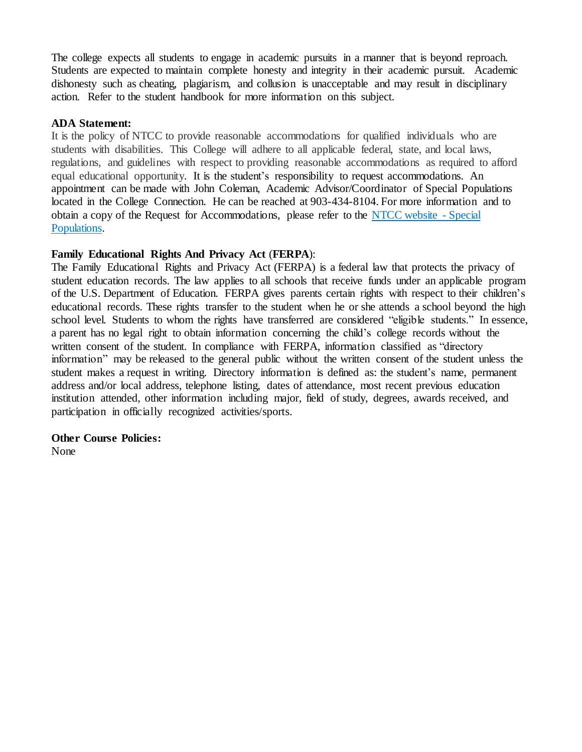The college expects all students to engage in academic pursuits in a manner that is beyond reproach. Students are expected to maintain complete honesty and integrity in their academic pursuit. Academic dishonesty such as cheating, plagiarism, and collusion is unacceptable and may result in disciplinary action. Refer to the student handbook for more information on this subject.

**ADA Statement:**
It is the policy of NTCC to provide reasonable accommodations for qualified individuals who are students with disabilities. This College will adhere to all applicable federal, state, and local laws, regulations, and guidelines with respect to providing reasonable accommodations as required to afford equal educational opportunity. It is the student's responsibility to request accommodations. An appointment can be made with John Coleman, Academic Advisor/Coordinator of Special Populations located in the College Connection. He can be reached at 903-434-8104. For more information and to obtain a copy of the Request for Accommodations, please refer to the NTCC website - Special Populations.

**Family Educational Rights And Privacy Act (FERPA):**
The Family Educational Rights and Privacy Act (FERPA) is a federal law that protects the privacy of student education records. The law applies to all schools that receive funds under an applicable program of the U.S. Department of Education. FERPA gives parents certain rights with respect to their children's educational records. These rights transfer to the student when he or she attends a school beyond the high school level. Students to whom the rights have transferred are considered "eligible students." In essence, a parent has no legal right to obtain information concerning the child's college records without the written consent of the student. In compliance with FERPA, information classified as "directory information" may be released to the general public without the written consent of the student unless the student makes a request in writing. Directory information is defined as: the student's name, permanent address and/or local address, telephone listing, dates of attendance, most recent previous education institution attended, other information including major, field of study, degrees, awards received, and participation in officially recognized activities/sports.

**Other Course Policies:**
None